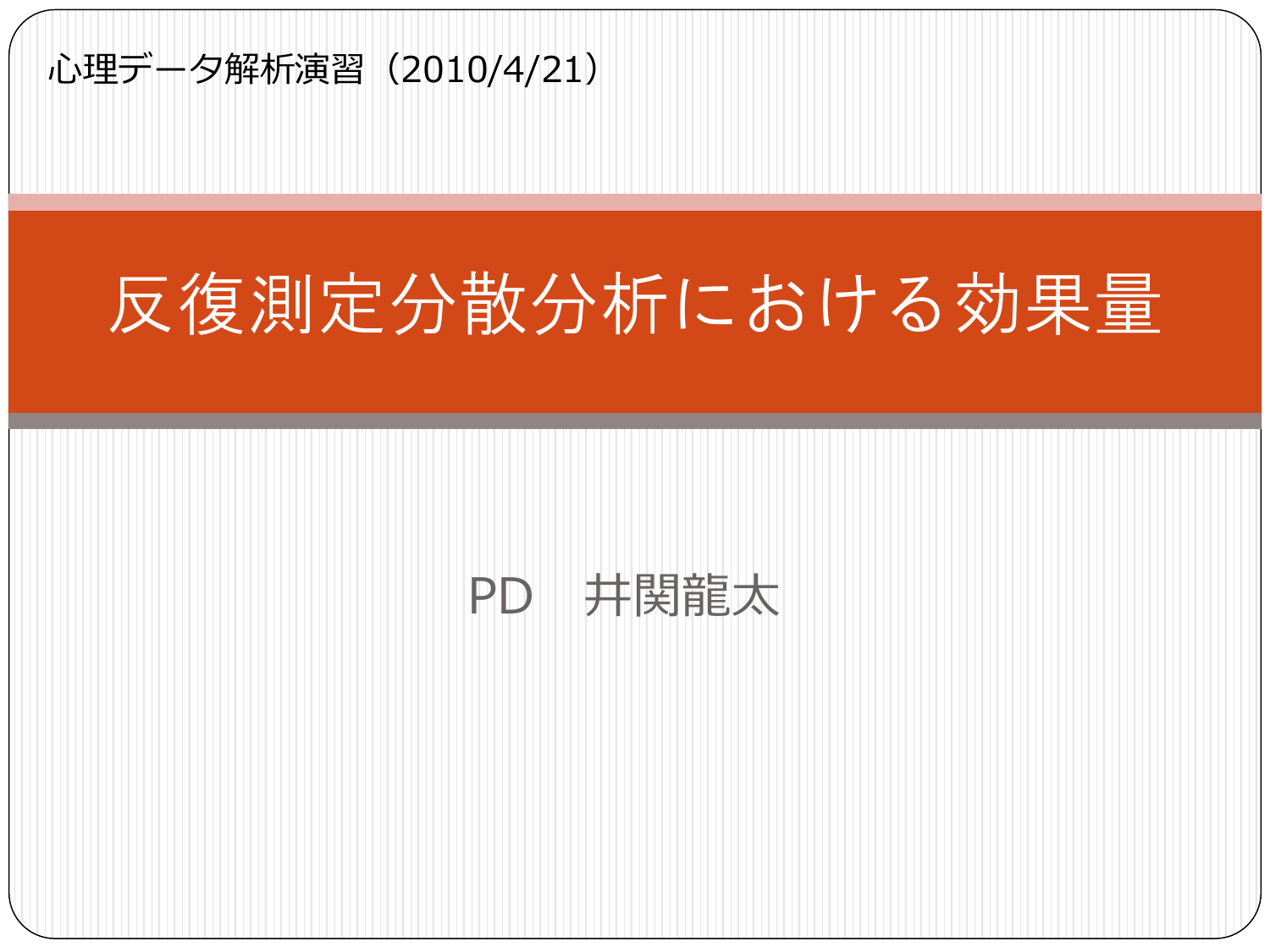心理データ解析演習（2010/4/21）

# 反復測定分散分析における効果量

PD　井関龍太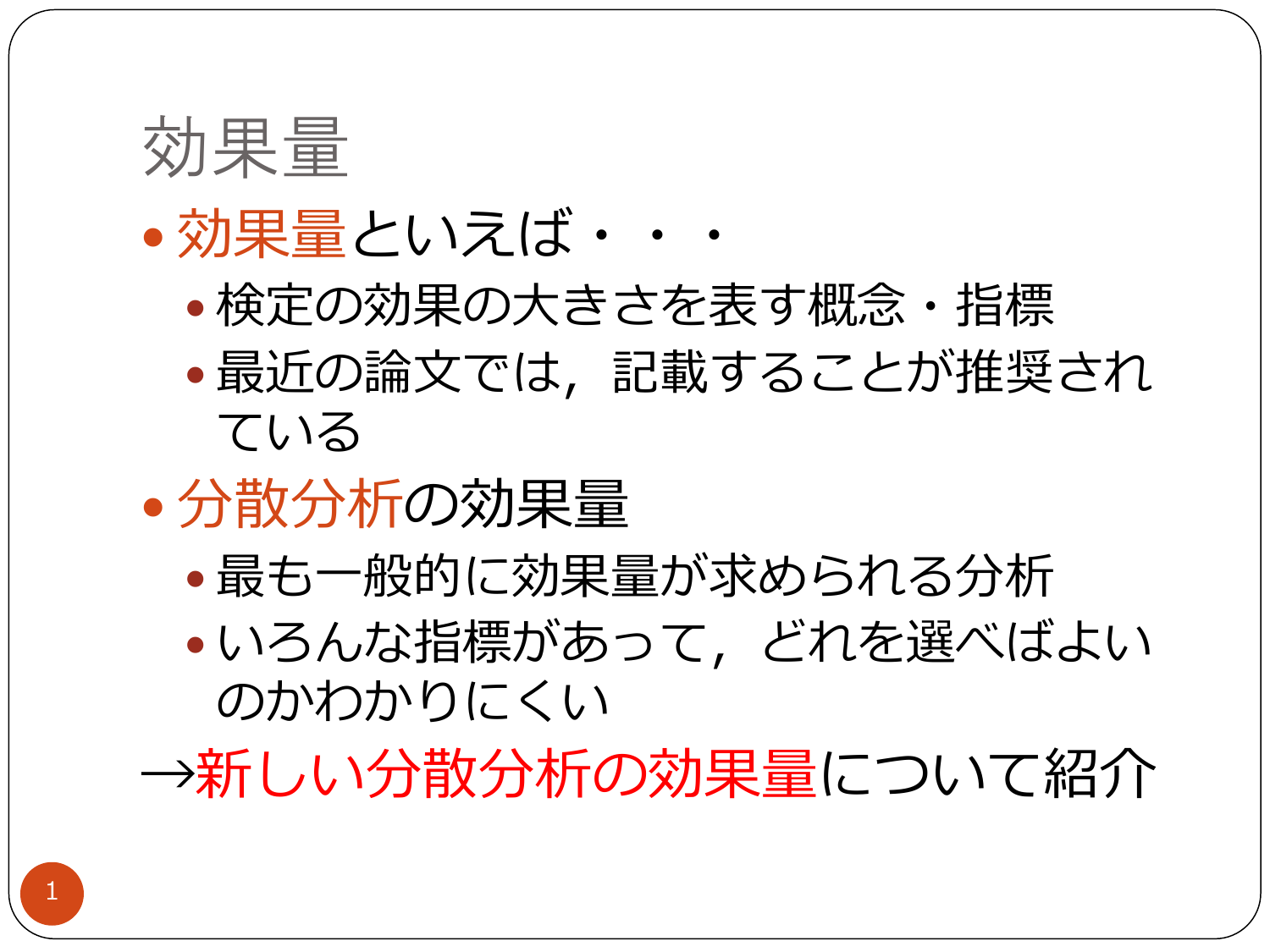# 効果量

- 効果量といえば・・・
  - 検定の効果の大きさを表す概念・指標
  - 最近の論文では，記載することが推奨されている
- 分散分析の効果量
  - 最も一般的に効果量が求められる分析
  - いろんな指標があって，どれを選べばよいのかわかりにくい

→新しい分散分析の効果量について紹介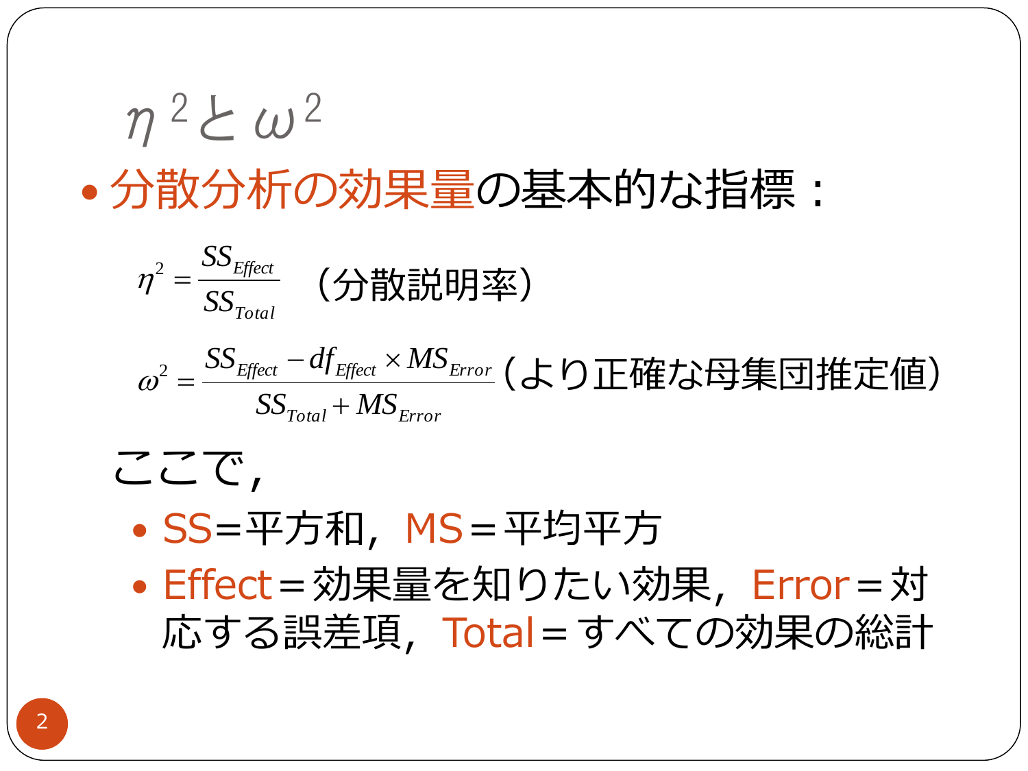# $\eta^2$と$\omega^2$

- **分散分析の効果量**の基本的な指標：

$$\eta^2 = \frac{SS_{Effect}}{SS_{Total}}$$ （分散説明率）

$$\omega^2 = \frac{SS_{Effect} - df_{Effect} \times MS_{Error}}{SS_{Total} + MS_{Error}}$$ （より正確な母集団推定値）

ここで，

- SS=平方和，MS＝平均平方
- Effect＝効果量を知りたい効果，Error＝対応する誤差項，Total＝すべての効果の総計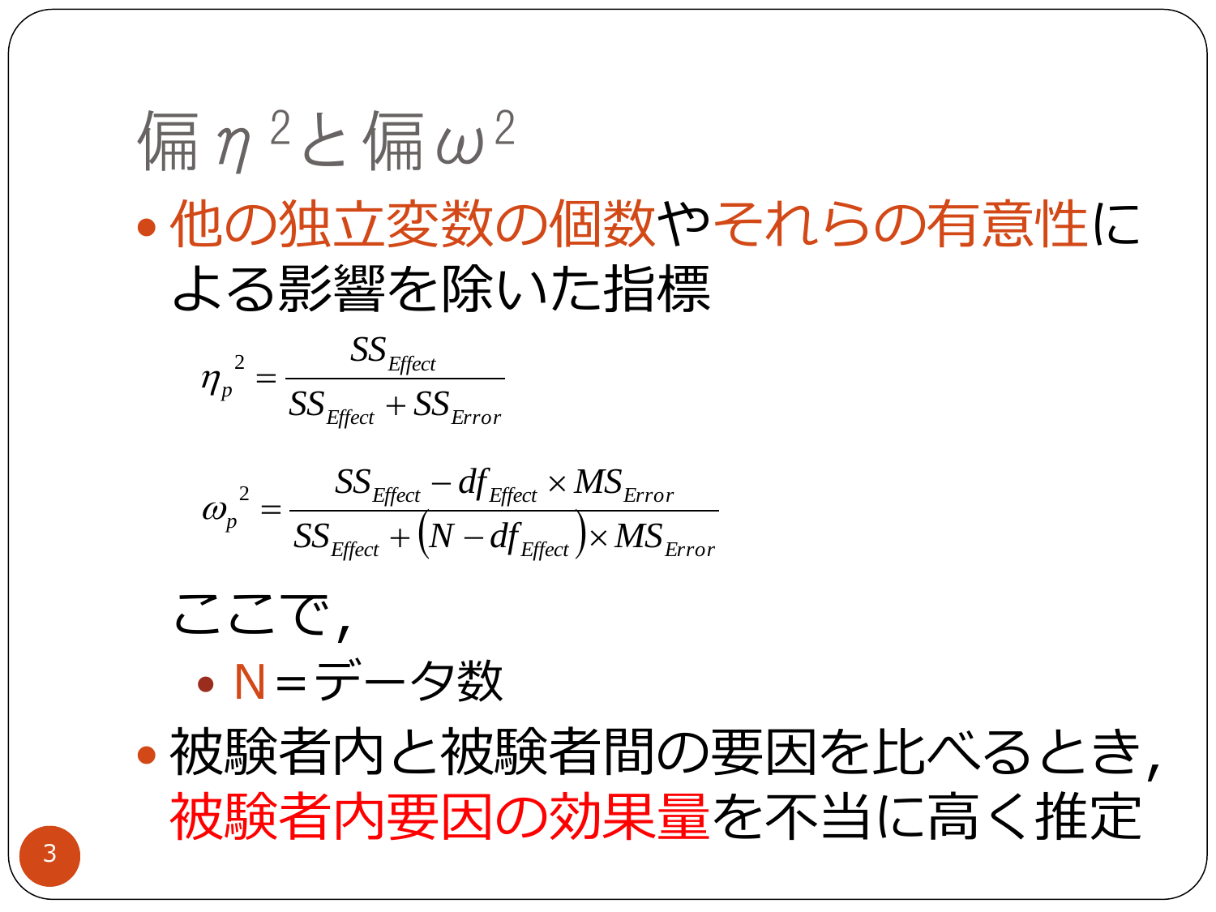# 偏$\eta^2$と偏$\omega^2$

- 他の独立変数の個数やそれらの有意性による影響を除いた指標

$$\eta_p{}^2 = \frac{SS_{Effect}}{SS_{Effect} + SS_{Error}}$$

$$\omega_p{}^2 = \frac{SS_{Effect} - df_{Effect} \times MS_{Error}}{SS_{Effect} + \left(N - df_{Effect}\right) \times MS_{Error}}$$

ここで,

  - N＝データ数

- 被験者内と被験者間の要因を比べるとき,被験者内要因の効果量を不当に高く推定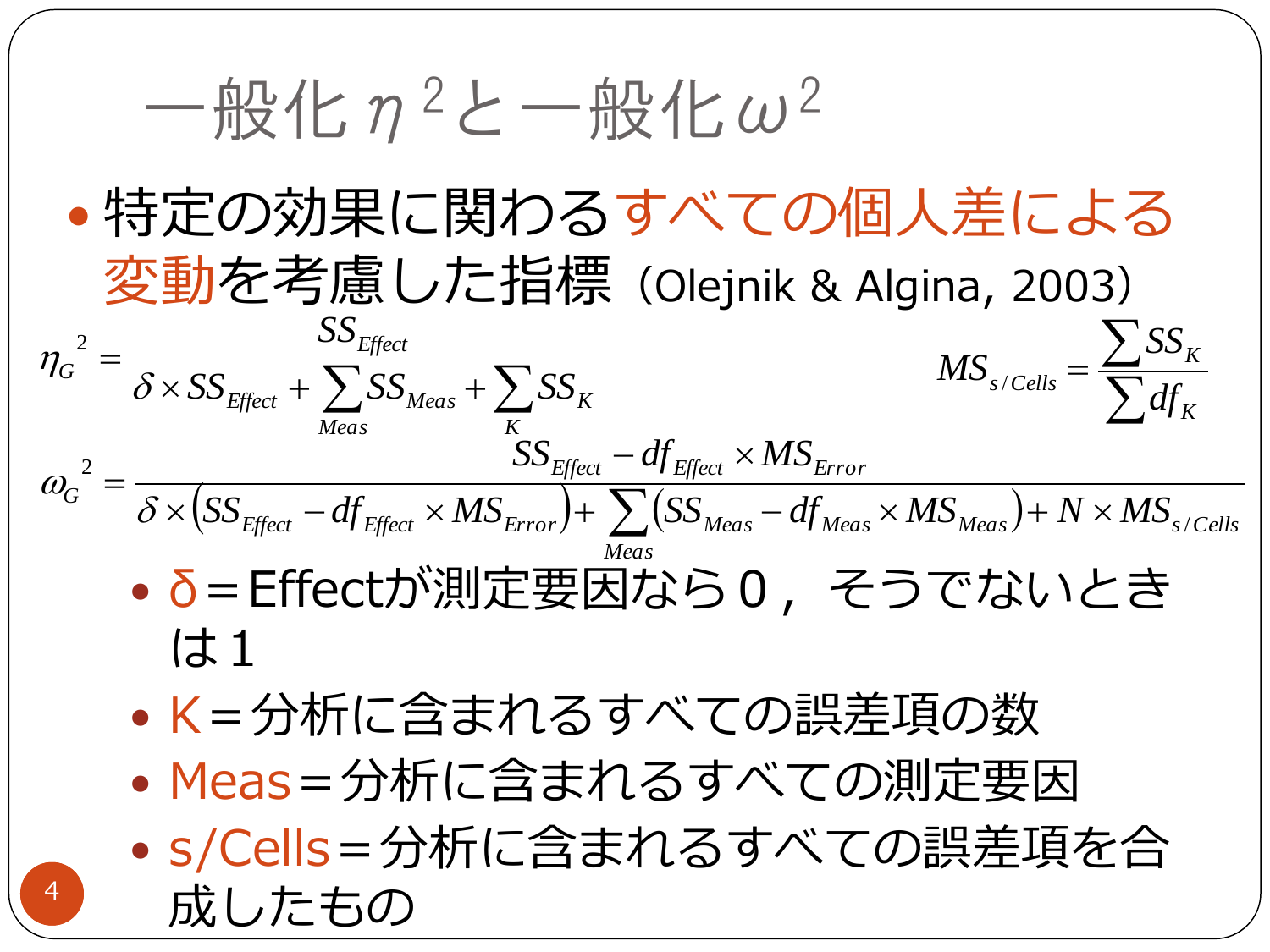# 一般化$\eta^2$と一般化$\omega^2$

- 特定の効果に関わるすべての個人差による変動を考慮した指標（Olejnik & Algina, 2003）

$$\eta_G{}^2 = \frac{SS_{Effect}}{\delta \times SS_{Effect} + \sum_{Meas} SS_{Meas} + \sum_{K} SS_K}$$

$$MS_{s/Cells} = \frac{\sum SS_K}{\sum df_K}$$

$$\omega_G{}^2 = \frac{SS_{Effect} - df_{Effect} \times MS_{Error}}{\delta \times \left(SS_{Effect} - df_{Effect} \times MS_{Error}\right) + \sum_{Meas}\left(SS_{Meas} - df_{Meas} \times MS_{Meas}\right) + N \times MS_{s/Cells}}$$

  - δ＝Effectが測定要因なら０，そうでないときは１
  - K＝分析に含まれるすべての誤差項の数
  - Meas＝分析に含まれるすべての測定要因
  - s/Cells＝分析に含まれるすべての誤差項を合成したもの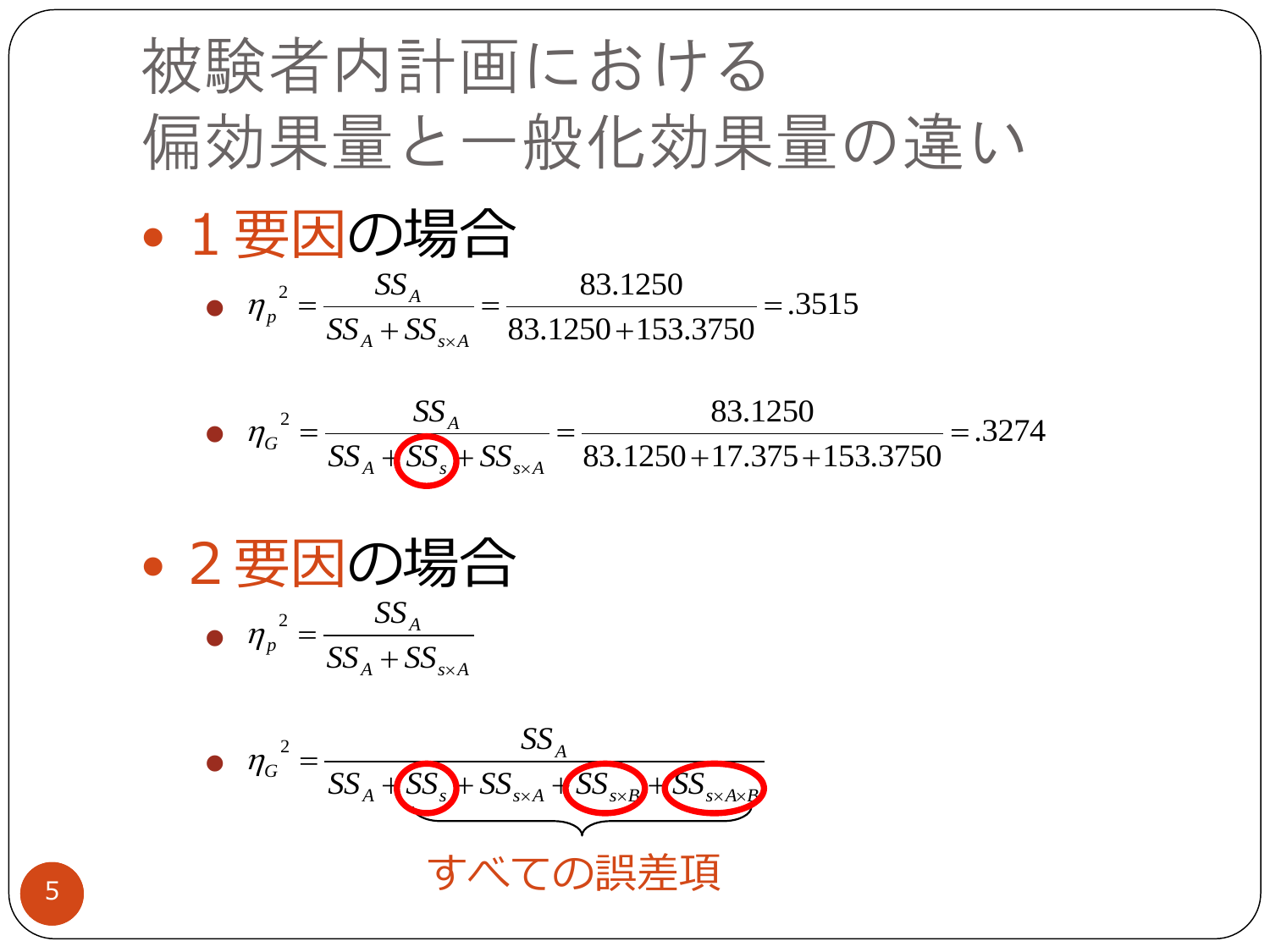# 被験者内計画における偏効果量と一般化効果量の違い

- 1要因の場合
  - $\eta_p^{\ 2} = \dfrac{SS_A}{SS_A + SS_{s\times A}} = \dfrac{83.1250}{83.1250 + 153.3750} = .3515$
  - $\eta_G^{\ 2} = \dfrac{SS_A}{SS_A + SS_s + SS_{s\times A}} = \dfrac{83.1250}{83.1250 + 17.375 + 153.3750} = .3274$

- 2要因の場合
  - $\eta_p^{\ 2} = \dfrac{SS_A}{SS_A + SS_{s\times A}}$
  - $\eta_G^{\ 2} = \dfrac{SS_A}{SS_A + \underbrace{SS_s + SS_{s\times A} + SS_{s\times B} + SS_{s\times A\times B}}_{\text{すべての誤差項}}}$

すべての誤差項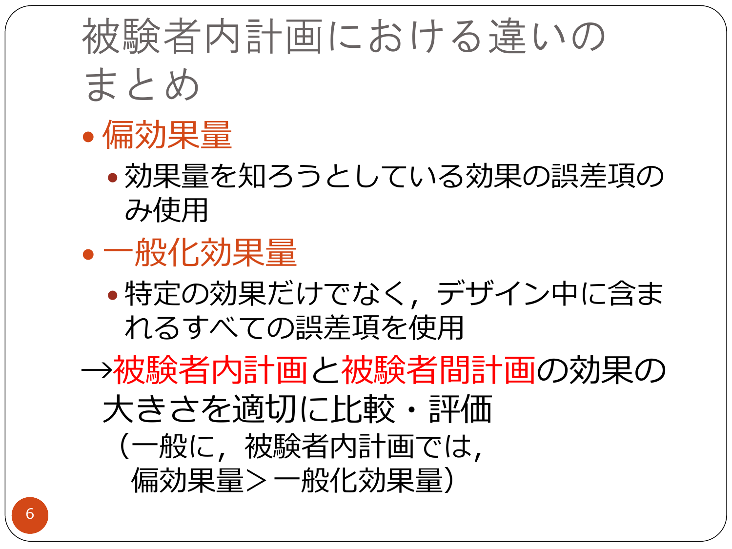# 被験者内計画における違いのまとめ

- 偏効果量
  - 効果量を知ろうとしている効果の誤差項のみ使用
- 一般化効果量
  - 特定の効果だけでなく，デザイン中に含まれるすべての誤差項を使用

→被験者内計画と被験者間計画の効果の大きさを適切に比較・評価

（一般に，被験者内計画では，偏効果量＞一般化効果量）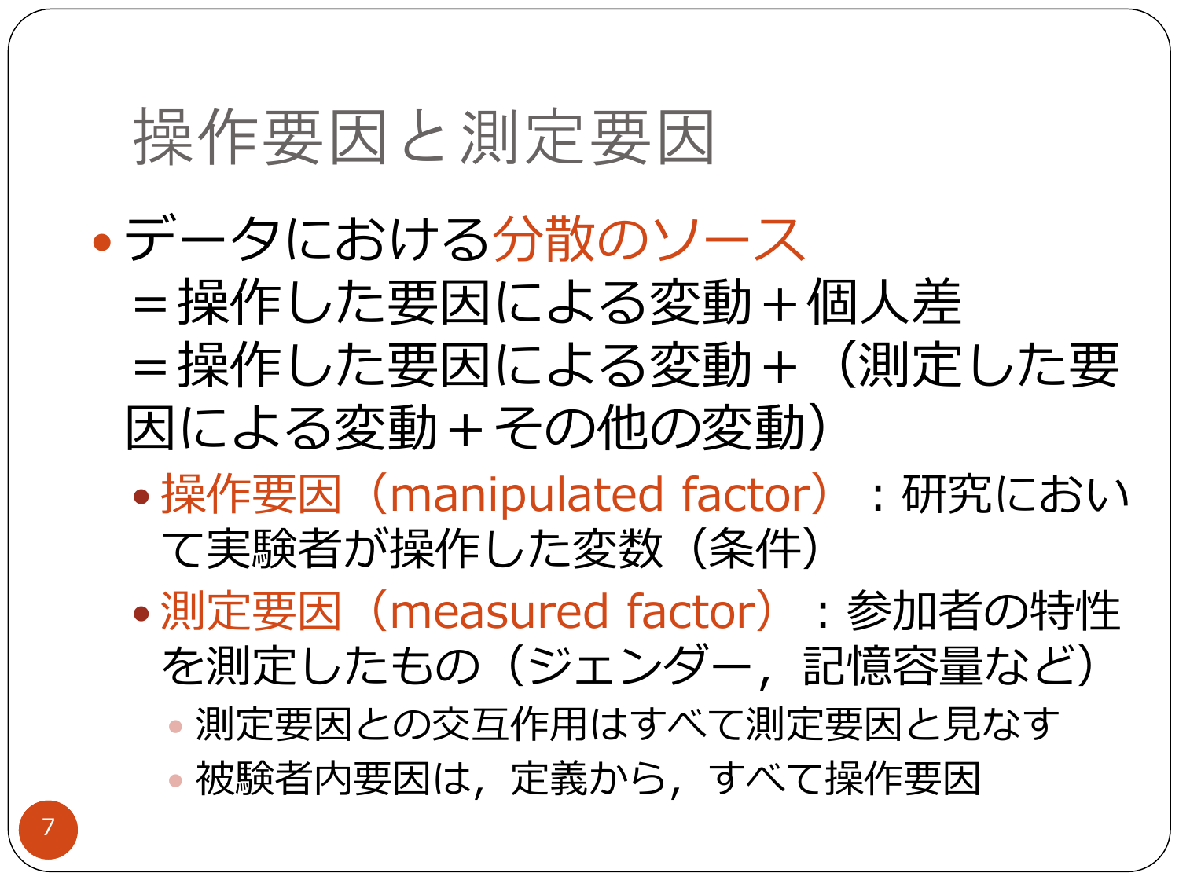# 操作要因と測定要因

- データにおける分散のソース
  ＝操作した要因による変動＋個人差
  ＝操作した要因による変動＋（測定した要因による変動＋その他の変動）
  - 操作要因（manipulated factor）：研究において実験者が操作した変数（条件）
  - 測定要因（measured factor）：参加者の特性を測定したもの（ジェンダー，記憶容量など）
    - 測定要因との交互作用はすべて測定要因と見なす
    - 被験者内要因は，定義から，すべて操作要因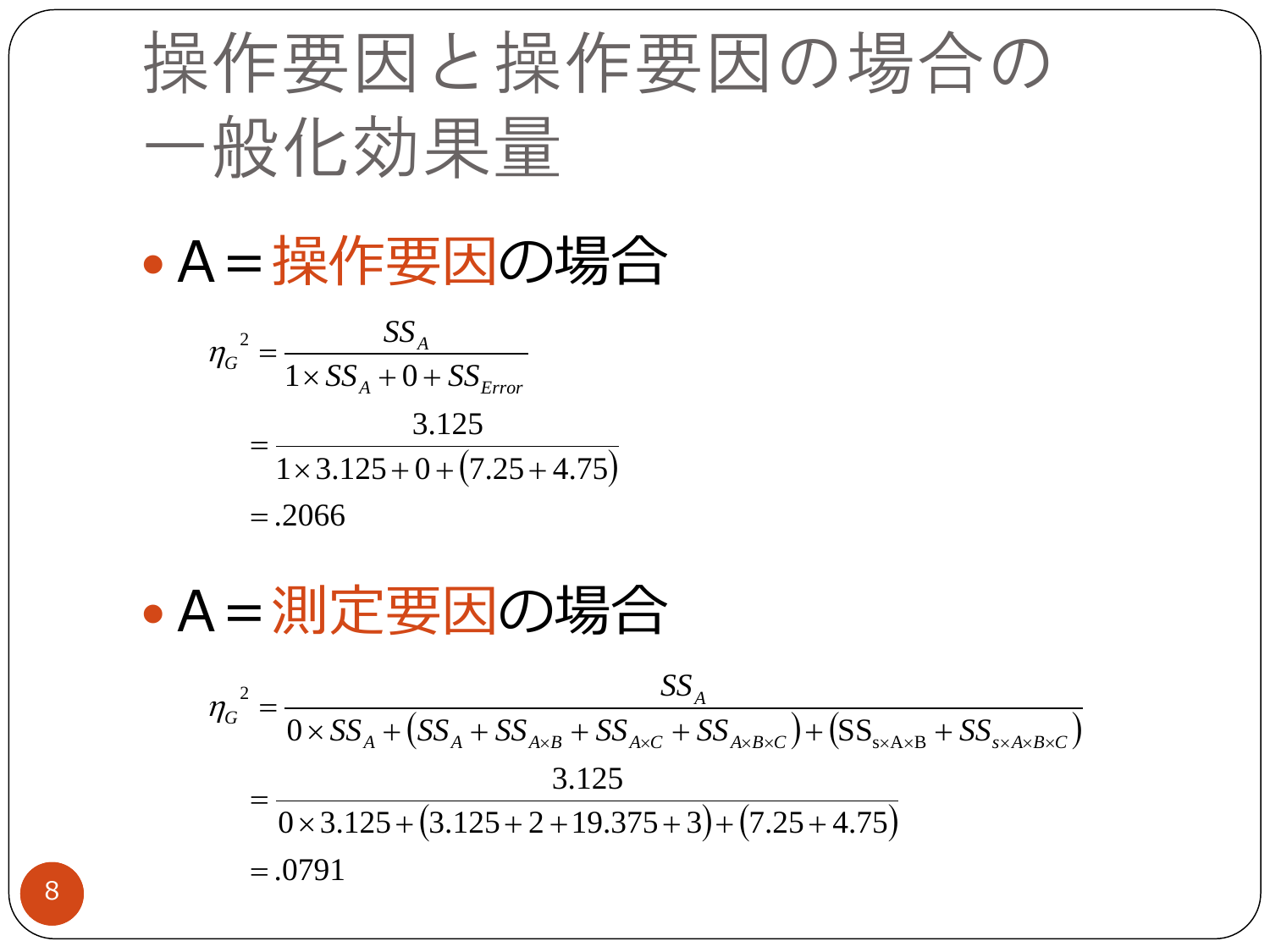# 操作要因と操作要因の場合の一般化効果量

- A＝操作要因の場合

$$\eta_G^{\ 2} = \frac{SS_A}{1 \times SS_A + 0 + SS_{Error}}$$

$$= \frac{3.125}{1 \times 3.125 + 0 + (7.25 + 4.75)}$$

$$= .2066$$

- A＝測定要因の場合

$$\eta_G^{\ 2} = \frac{SS_A}{0 \times SS_A + (SS_A + SS_{A\times B} + SS_{A\times C} + SS_{A\times B\times C}) + (SS_{s\times A\times B} + SS_{s\times A\times B\times C})}$$

$$= \frac{3.125}{0 \times 3.125 + (3.125 + 2 + 19.375 + 3) + (7.25 + 4.75)}$$

$$= .0791$$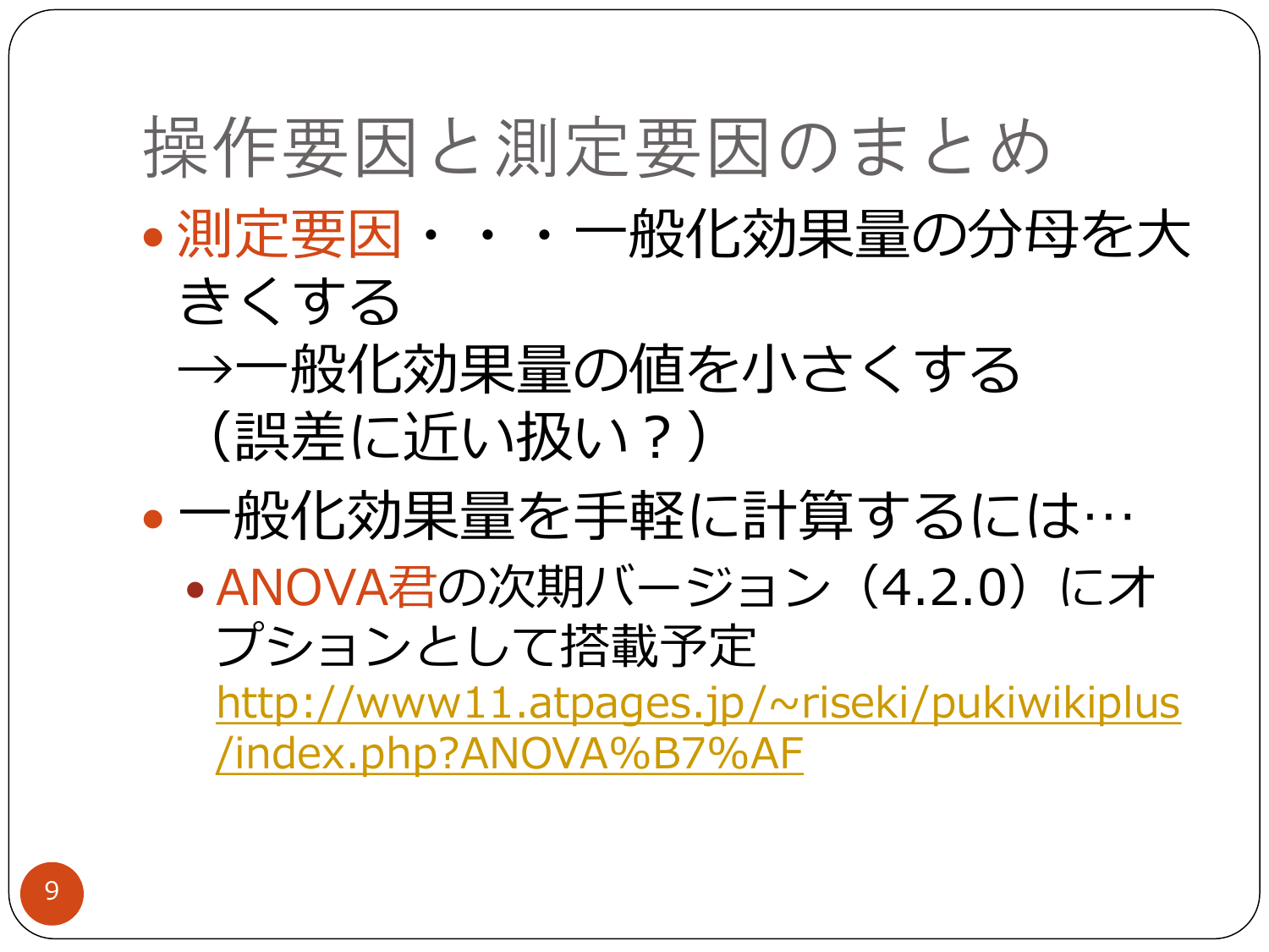# 操作要因と測定要因のまとめ

- 測定要因・・・一般化効果量の分母を大きくする
  →一般化効果量の値を小さくする（誤差に近い扱い？）
- 一般化効果量を手軽に計算するには…
  - ANOVA君の次期バージョン（4.2.0）にオプションとして搭載予定
    http://www11.atpages.jp/~riseki/pukiwikiplus/index.php?ANOVA%B7%AF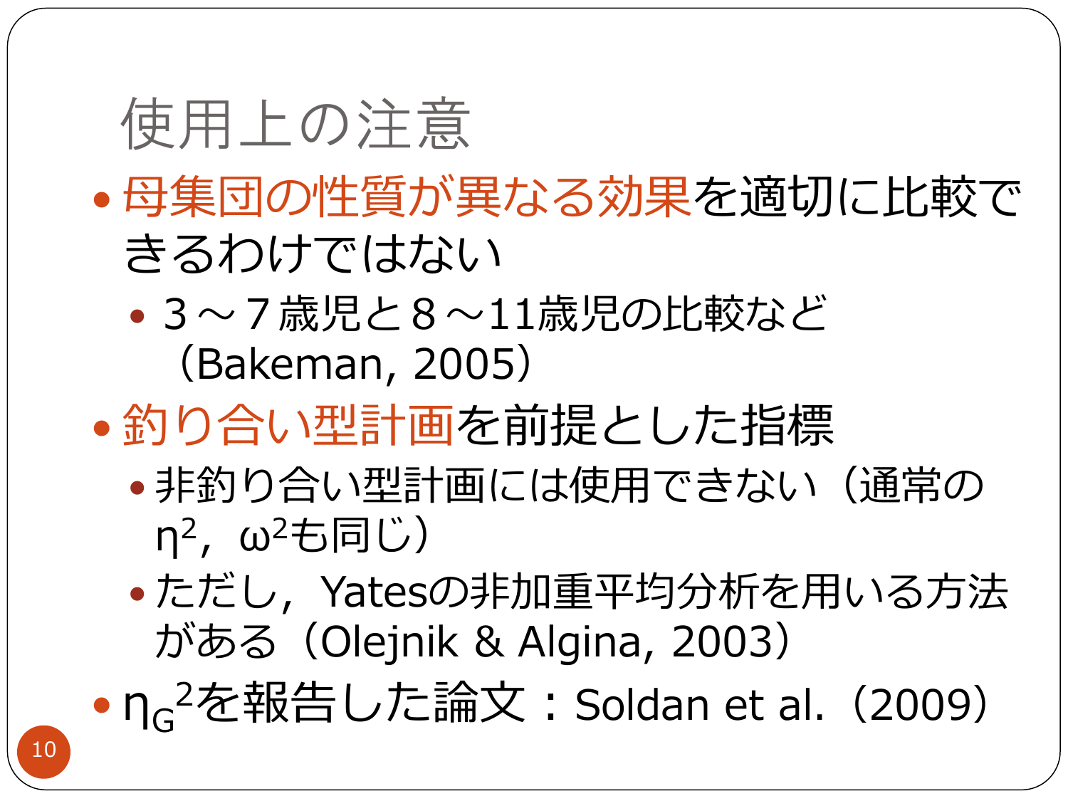# 使用上の注意

- 母集団の性質が異なる効果を適切に比較できるわけではない
  - ３～７歳児と８～11歳児の比較など（Bakeman, 2005）
- 釣り合い型計画を前提とした指標
  - 非釣り合い型計画には使用できない（通常の $\eta^2$，$\omega^2$も同じ）
  - ただし，Yatesの非加重平均分析を用いる方法がある（Olejnik & Algina, 2003）
- $\eta_G^2$を報告した論文：Soldan et al.（2009）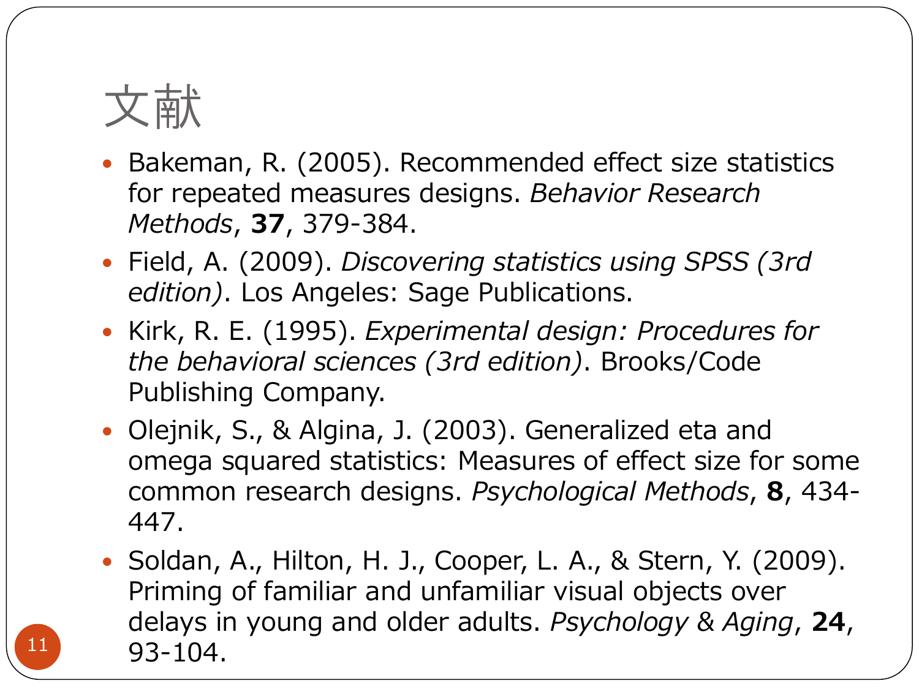# 文献

- Bakeman, R. (2005). Recommended effect size statistics for repeated measures designs. *Behavior Research Methods*, **37**, 379-384.
- Field, A. (2009). *Discovering statistics using SPSS (3rd edition)*. Los Angeles: Sage Publications.
- Kirk, R. E. (1995). *Experimental design: Procedures for the behavioral sciences (3rd edition)*. Brooks/Code Publishing Company.
- Olejnik, S., & Algina, J. (2003). Generalized eta and omega squared statistics: Measures of effect size for some common research designs. *Psychological Methods*, **8**, 434-447.
- Soldan, A., Hilton, H. J., Cooper, L. A., & Stern, Y. (2009). Priming of familiar and unfamiliar visual objects over delays in young and older adults. *Psychology & Aging*, **24**, 93-104.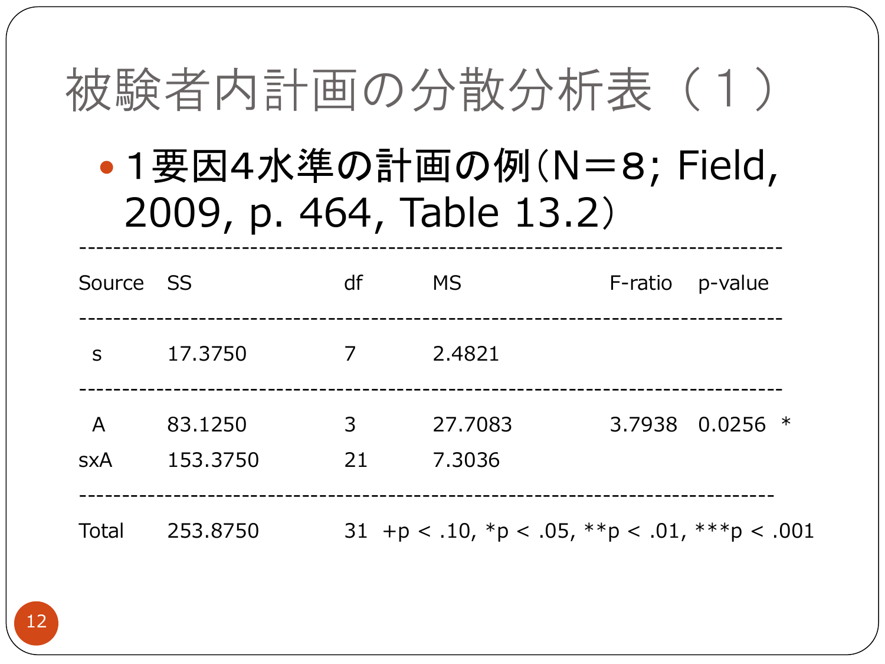# 被験者内計画の分散分析表（１）

- １要因4水準の計画の例（N＝8; Field, 2009, p. 464, Table 13.2）

| Source | SS | df | MS | F-ratio | p-value | |
|---|---|---|---|---|---|---|
| s | 17.3750 | 7 | 2.4821 | | | |
| A | 83.1250 | 3 | 27.7083 | 3.7938 | 0.0256 | * |
| sxA | 153.3750 | 21 | 7.3036 | | | |
| Total | 253.8750 | 31 | | | | |

+p < .10, *p < .05, **p < .01, ***p < .001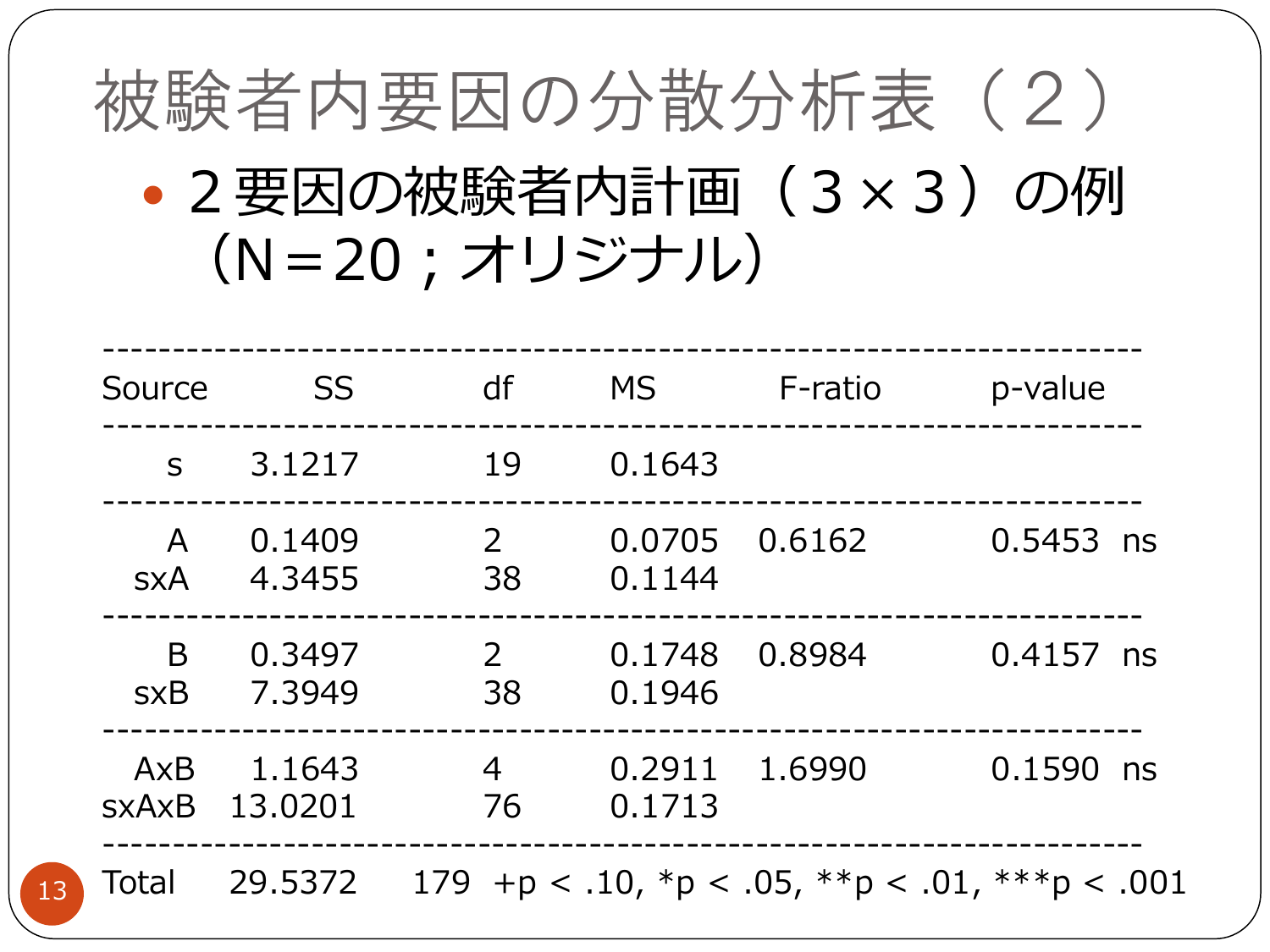# 被験者内要因の分散分析表（２）

- ２要因の被験者内計画（３×３）の例（N＝20；オリジナル）

| Source | SS | df | MS | F-ratio | p-value |
|---|---|---|---|---|---|
| s | 3.1217 | 19 | 0.1643 | | |
| A | 0.1409 | 2 | 0.0705 | 0.6162 | 0.5453 ns |
| sxA | 4.3455 | 38 | 0.1144 | | |
| B | 0.3497 | 2 | 0.1748 | 0.8984 | 0.4157 ns |
| sxB | 7.3949 | 38 | 0.1946 | | |
| AxB | 1.1643 | 4 | 0.2911 | 1.6990 | 0.1590 ns |
| sxAxB | 13.0201 | 76 | 0.1713 | | |
| Total | 29.5372 | 179 | | | |

+p < .10, *p < .05, **p < .01, ***p < .001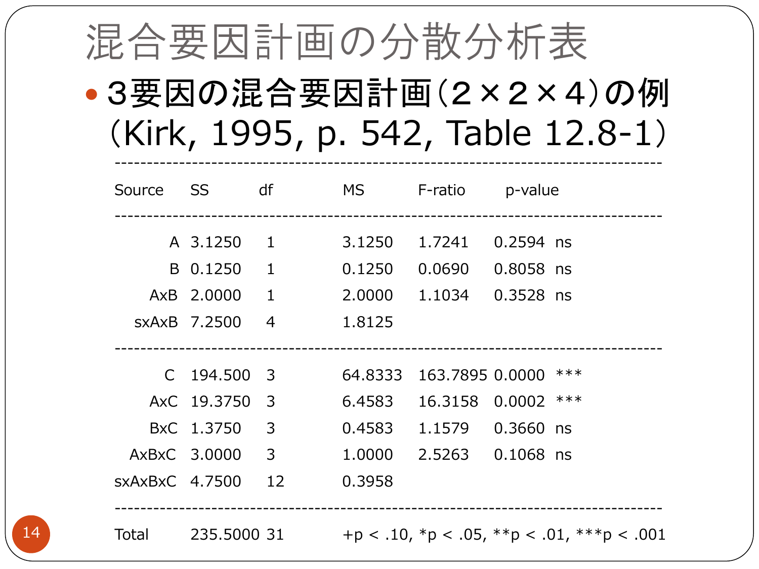# 混合要因計画の分散分析表

- ３要因の混合要因計画（２×２×４）の例（Kirk, 1995, p. 542, Table 12.8-1）

| Source | SS | df | MS | F-ratio | p-value | |
|---|---|---|---|---|---|---|
| A | 3.1250 | 1 | 3.1250 | 1.7241 | 0.2594 | ns |
| B | 0.1250 | 1 | 0.1250 | 0.0690 | 0.8058 | ns |
| AxB | 2.0000 | 1 | 2.0000 | 1.1034 | 0.3528 | ns |
| sxAxB | 7.2500 | 4 | 1.8125 | | | |
| C | 194.500 | 3 | 64.8333 | 163.7895 | 0.0000 | *** |
| AxC | 19.3750 | 3 | 6.4583 | 16.3158 | 0.0002 | *** |
| BxC | 1.3750 | 3 | 0.4583 | 1.1579 | 0.3660 | ns |
| AxBxC | 3.0000 | 3 | 1.0000 | 2.5263 | 0.1068 | ns |
| sxAxBxC | 4.7500 | 12 | 0.3958 | | | |
| Total | 235.5000 | 31 | | | | |

+p < .10, *p < .05, **p < .01, ***p < .001